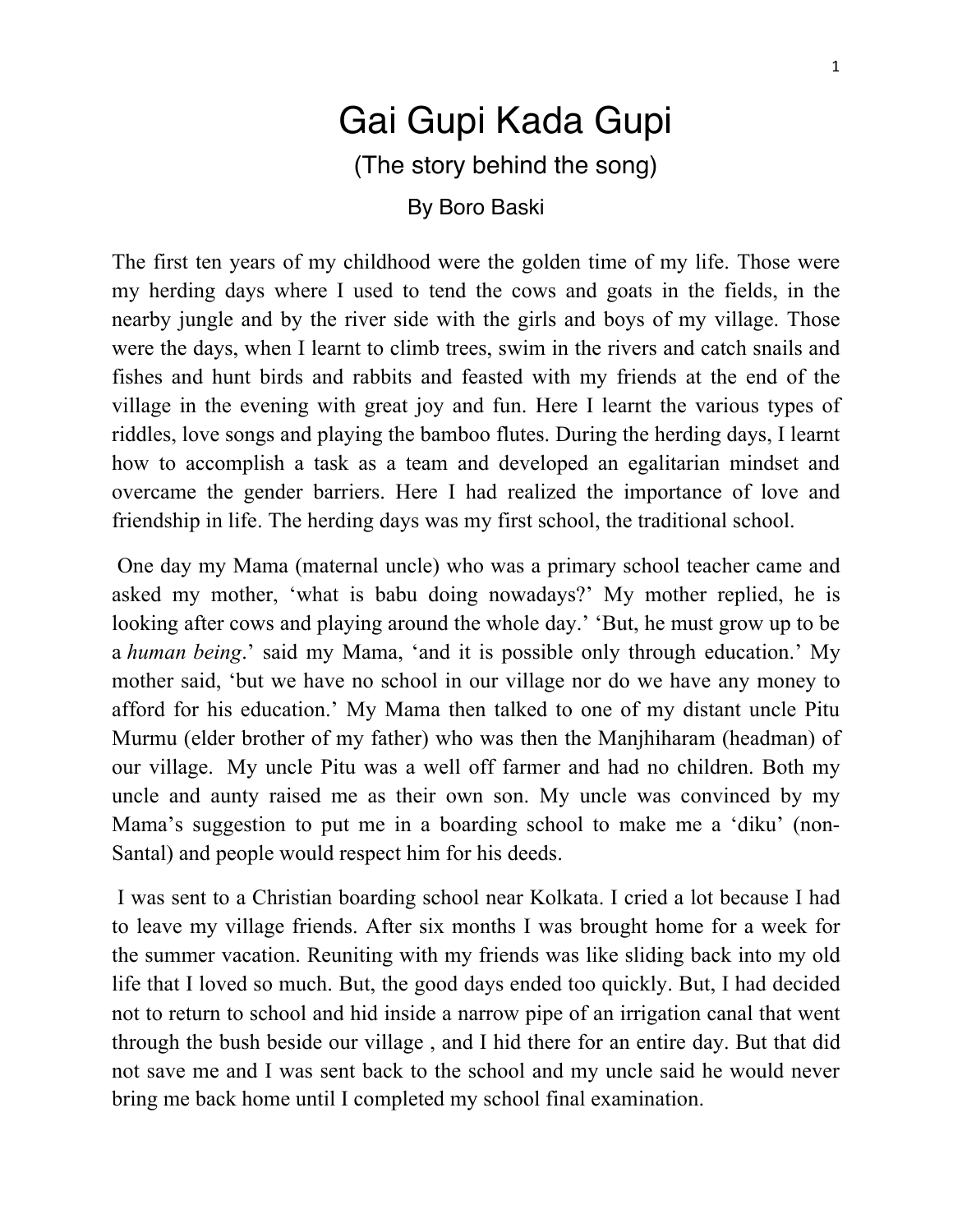# Gai Gupi Kada Gupi

## (The story behind the song)

By Boro Baski

The first ten years of my childhood were the golden time of my life. Those were my herding days where I used to tend the cows and goats in the fields, in the nearby jungle and by the river side with the girls and boys of my village. Those were the days, when I learnt to climb trees, swim in the rivers and catch snails and fishes and hunt birds and rabbits and feasted with my friends at the end of the village in the evening with great joy and fun. Here I learnt the various types of riddles, love songs and playing the bamboo flutes. During the herding days, I learnt how to accomplish a task as a team and developed an egalitarian mindset and overcame the gender barriers. Here I had realized the importance of love and friendship in life. The herding days was my first school, the traditional school.

One day my Mama (maternal uncle) who was a primary school teacher came and asked my mother, 'what is babu doing nowadays?' My mother replied, he is looking after cows and playing around the whole day.' 'But, he must grow up to be a *human being*.' said my Mama, 'and it is possible only through education.' My mother said, 'but we have no school in our village nor do we have any money to afford for his education.' My Mama then talked to one of my distant uncle Pitu Murmu (elder brother of my father) who was then the Manjhiharam (headman) of our village. My uncle Pitu was a well off farmer and had no children. Both my uncle and aunty raised me as their own son. My uncle was convinced by my Mama's suggestion to put me in a boarding school to make me a 'diku' (non-Santal) and people would respect him for his deeds.

I was sent to a Christian boarding school near Kolkata. I cried a lot because I had to leave my village friends. After six months I was brought home for a week for the summer vacation. Reuniting with my friends was like sliding back into my old life that I loved so much. But, the good days ended too quickly. But, I had decided not to return to school and hid inside a narrow pipe of an irrigation canal that went through the bush beside our village , and I hid there for an entire day. But that did not save me and I was sent back to the school and my uncle said he would never bring me back home until I completed my school final examination.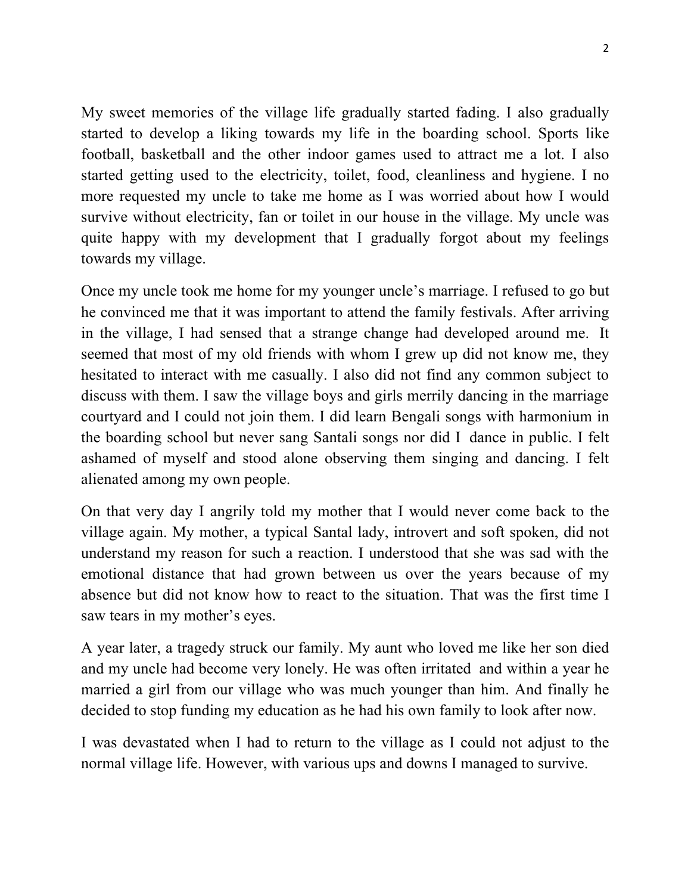My sweet memories of the village life gradually started fading. I also gradually started to develop a liking towards my life in the boarding school. Sports like football, basketball and the other indoor games used to attract me a lot. I also started getting used to the electricity, toilet, food, cleanliness and hygiene. I no more requested my uncle to take me home as I was worried about how I would survive without electricity, fan or toilet in our house in the village. My uncle was quite happy with my development that I gradually forgot about my feelings towards my village.

Once my uncle took me home for my younger uncle's marriage. I refused to go but he convinced me that it was important to attend the family festivals. After arriving in the village, I had sensed that a strange change had developed around me. It seemed that most of my old friends with whom I grew up did not know me, they hesitated to interact with me casually. I also did not find any common subject to discuss with them. I saw the village boys and girls merrily dancing in the marriage courtyard and I could not join them. I did learn Bengali songs with harmonium in the boarding school but never sang Santali songs nor did I dance in public. I felt ashamed of myself and stood alone observing them singing and dancing. I felt alienated among my own people.

On that very day I angrily told my mother that I would never come back to the village again. My mother, a typical Santal lady, introvert and soft spoken, did not understand my reason for such a reaction. I understood that she was sad with the emotional distance that had grown between us over the years because of my absence but did not know how to react to the situation. That was the first time I saw tears in my mother's eyes.

A year later, a tragedy struck our family. My aunt who loved me like her son died and my uncle had become very lonely. He was often irritated and within a year he married a girl from our village who was much younger than him. And finally he decided to stop funding my education as he had his own family to look after now.

I was devastated when I had to return to the village as I could not adjust to the normal village life. However, with various ups and downs I managed to survive.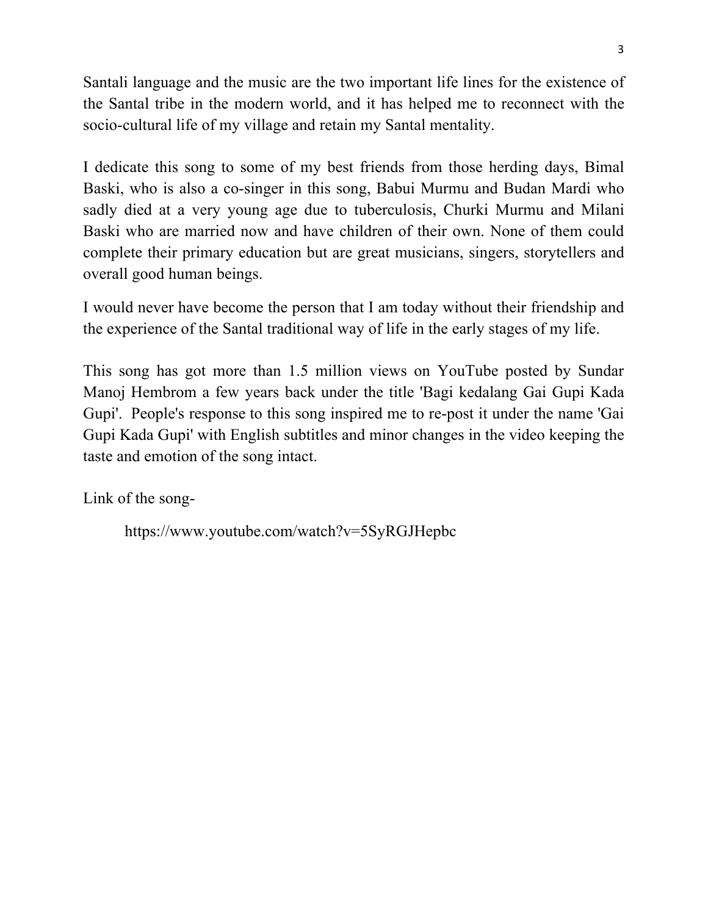Santali language and the music are the two important life lines for the existence of the Santal tribe in the modern world, and it has helped me to reconnect with the socio-cultural life of my village and retain my Santal mentality.

I dedicate this song to some of my best friends from those herding days, Bimal Baski, who is also a co-singer in this song, Babui Murmu and Budan Mardi who sadly died at a very young age due to tuberculosis, Churki Murmu and Milani Baski who are married now and have children of their own. None of them could complete their primary education but are great musicians, singers, storytellers and overall good human beings.

I would never have become the person that I am today without their friendship and the experience of the Santal traditional way of life in the early stages of my life.

This song has got more than 1.5 million views on YouTube posted by Sundar Manoj Hembrom a few years back under the title 'Bagi kedalang Gai Gupi Kada Gupi'. People's response to this song inspired me to re-post it under the name 'Gai Gupi Kada Gupi' with English subtitles and minor changes in the video keeping the taste and emotion of the song intact.

Link of the song-

https://www.youtube.com/watch?v=5SyRGJHepbc